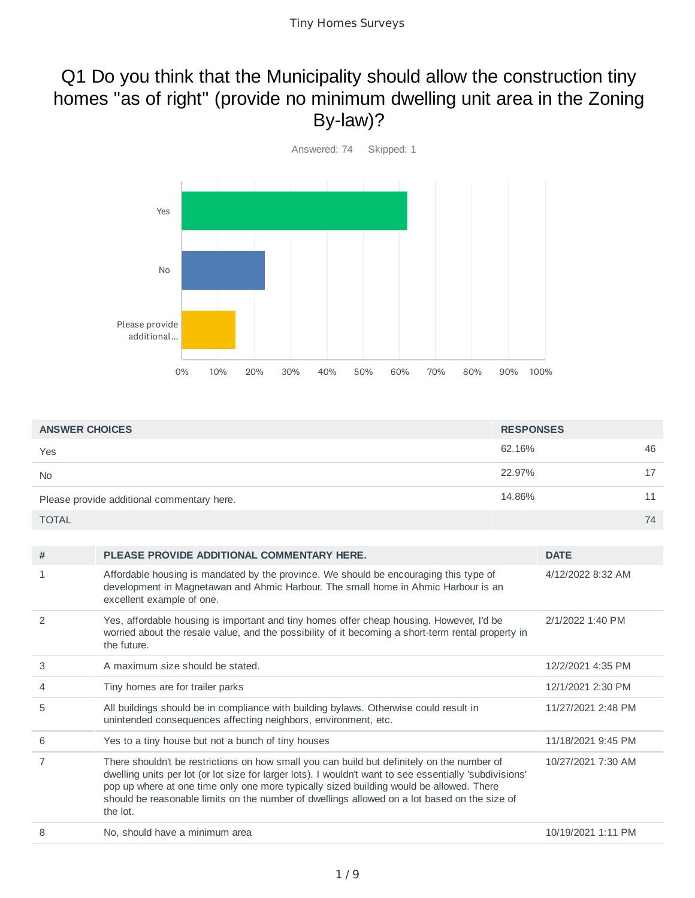# Q1 Do you think that the Municipality should allow the construction tiny homes "as of right" (provide no minimum dwelling unit area in the Zoning By-law)?

Answered: 74 Skipped: 1

| ANSWER CHOICES | RESPONSES | |
|---|---|---|
| Yes | 62.16% | 46 |
| No | 22.97% | 17 |
| Please provide additional commentary here. | 14.86% | 11 |
| TOTAL | | 74 |

| # | PLEASE PROVIDE ADDITIONAL COMMENTARY HERE. | DATE |
|---|---|---|
| 1 | Affordable housing is mandated by the province. We should be encouraging this type of development in Magnetawan and Ahmic Harbour. The small home in Ahmic Harbour is an excellent example of one. | 4/12/2022 8:32 AM |
| 2 | Yes, affordable housing is important and tiny homes offer cheap housing. However, I'd be worried about the resale value, and the possibility of it becoming a short-term rental property in the future. | 2/1/2022 1:40 PM |
| 3 | A maximum size should be stated. | 12/2/2021 4:35 PM |
| 4 | Tiny homes are for trailer parks | 12/1/2021 2:30 PM |
| 5 | All buildings should be in compliance with building bylaws. Otherwise could result in unintended consequences affecting neighbors, environment, etc. | 11/27/2021 2:48 PM |
| 6 | Yes to a tiny house but not a bunch of tiny houses | 11/18/2021 9:45 PM |
| 7 | There shouldn't be restrictions on how small you can build but definitely on the number of dwelling units per lot (or lot size for larger lots). I wouldn't want to see essentially 'subdivisions' pop up where at one time only one more typically sized building would be allowed. There should be reasonable limits on the number of dwellings allowed on a lot based on the size of the lot. | 10/27/2021 7:30 AM |
| 8 | No, should have a minimum area | 10/19/2021 1:11 PM |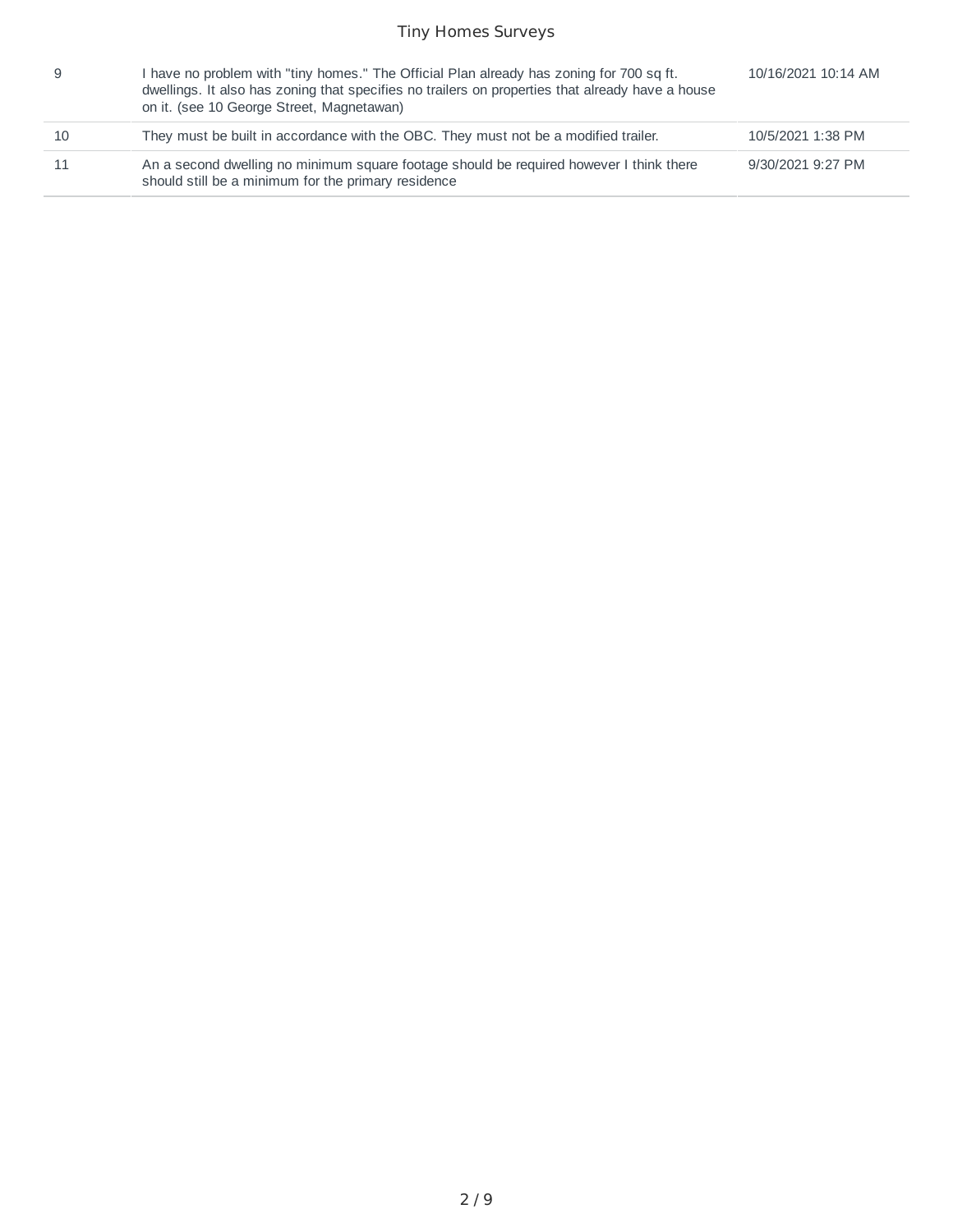| | | |
|---|---|---|
| 9 | I have no problem with "tiny homes." The Official Plan already has zoning for 700 sq ft. dwellings. It also has zoning that specifies no trailers on properties that already have a house on it. (see 10 George Street, Magnetawan) | 10/16/2021 10:14 AM |
| 10 | They must be built in accordance with the OBC. They must not be a modified trailer. | 10/5/2021 1:38 PM |
| 11 | An a second dwelling no minimum square footage should be required however I think there should still be a minimum for the primary residence | 9/30/2021 9:27 PM |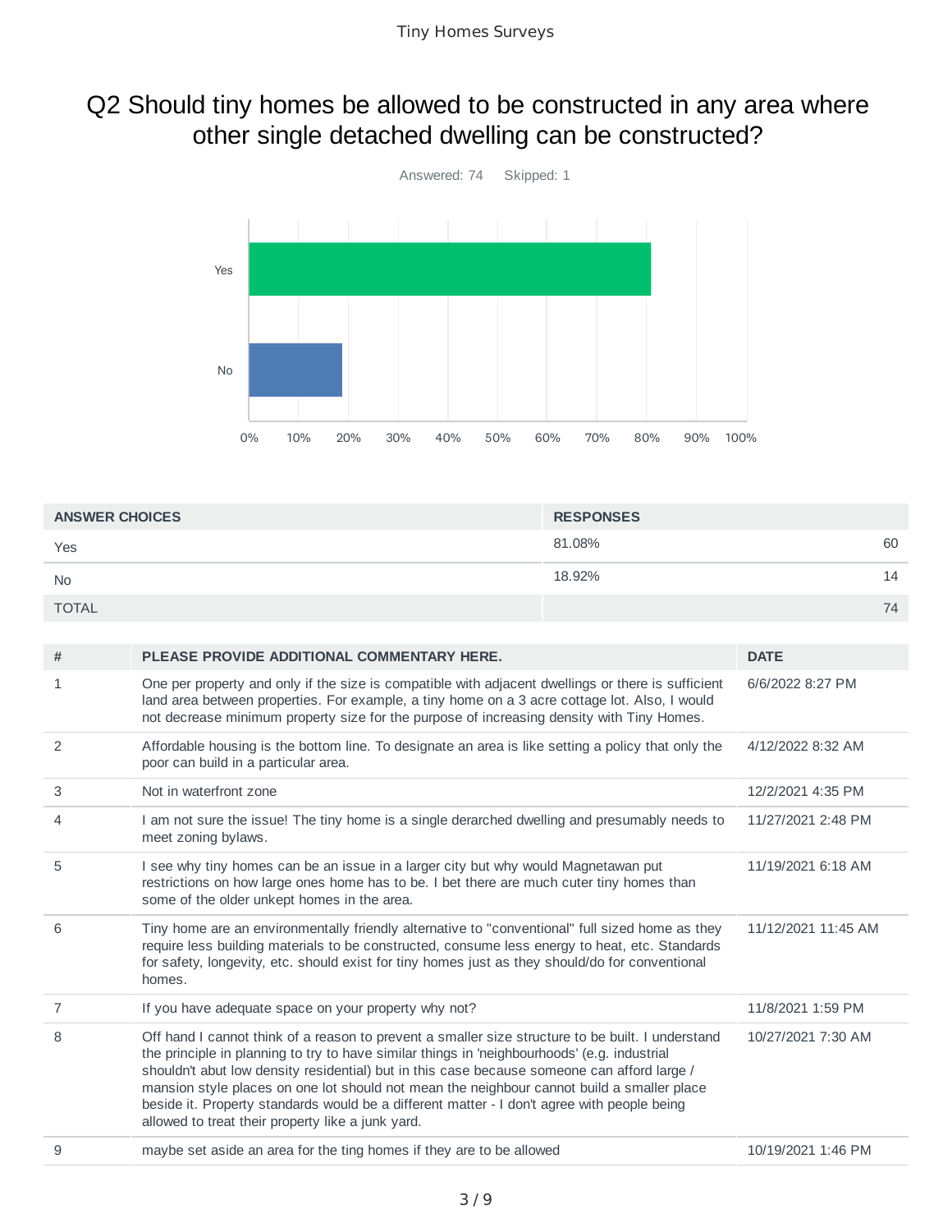# Q2 Should tiny homes be allowed to be constructed in any area where other single detached dwelling can be constructed?

Answered: 74 Skipped: 1

| ANSWER CHOICES | RESPONSES | |
|---|---|---|
| Yes | 81.08% | 60 |
| No | 18.92% | 14 |
| TOTAL | | 74 |

| # | PLEASE PROVIDE ADDITIONAL COMMENTARY HERE. | DATE |
|---|---|---|
| 1 | One per property and only if the size is compatible with adjacent dwellings or there is sufficient land area between properties. For example, a tiny home on a 3 acre cottage lot. Also, I would not decrease minimum property size for the purpose of increasing density with Tiny Homes. | 6/6/2022 8:27 PM |
| 2 | Affordable housing is the bottom line. To designate an area is like setting a policy that only the poor can build in a particular area. | 4/12/2022 8:32 AM |
| 3 | Not in waterfront zone | 12/2/2021 4:35 PM |
| 4 | I am not sure the issue! The tiny home is a single derarched dwelling and presumably needs to meet zoning bylaws. | 11/27/2021 2:48 PM |
| 5 | I see why tiny homes can be an issue in a larger city but why would Magnetawan put restrictions on how large ones home has to be. I bet there are much cuter tiny homes than some of the older unkept homes in the area. | 11/19/2021 6:18 AM |
| 6 | Tiny home are an environmentally friendly alternative to "conventional" full sized home as they require less building materials to be constructed, consume less energy to heat, etc. Standards for safety, longevity, etc. should exist for tiny homes just as they should/do for conventional homes. | 11/12/2021 11:45 AM |
| 7 | If you have adequate space on your property why not? | 11/8/2021 1:59 PM |
| 8 | Off hand I cannot think of a reason to prevent a smaller size structure to be built. I understand the principle in planning to try to have similar things in 'neighbourhoods' (e.g. industrial shouldn't abut low density residential) but in this case because someone can afford large / mansion style places on one lot should not mean the neighbour cannot build a smaller place beside it. Property standards would be a different matter - I don't agree with people being allowed to treat their property like a junk yard. | 10/27/2021 7:30 AM |
| 9 | maybe set aside an area for the ting homes if they are to be allowed | 10/19/2021 1:46 PM |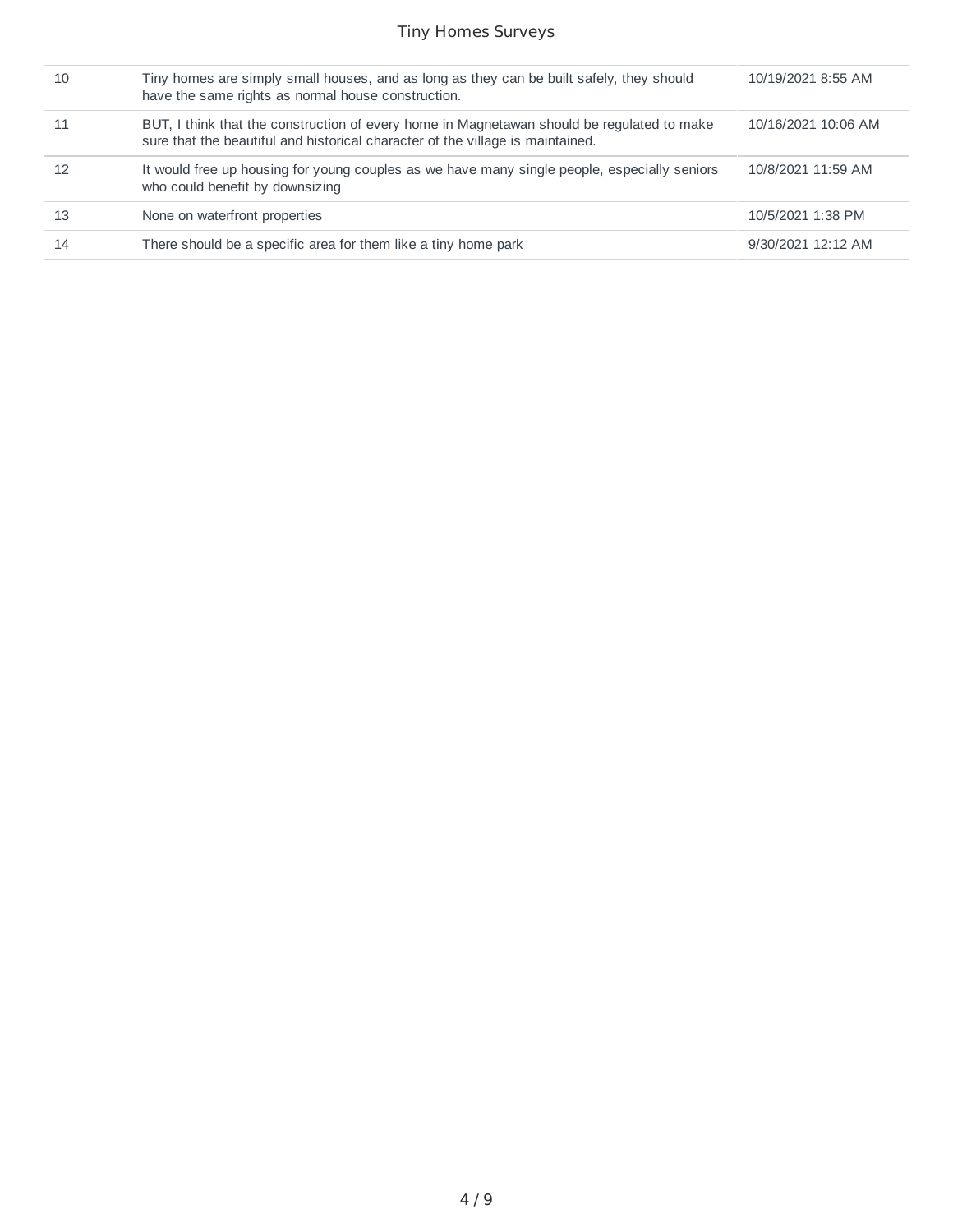| | | |
|---|---|---|
| 10 | Tiny homes are simply small houses, and as long as they can be built safely, they should have the same rights as normal house construction. | 10/19/2021 8:55 AM |
| 11 | BUT, I think that the construction of every home in Magnetawan should be regulated to make sure that the beautiful and historical character of the village is maintained. | 10/16/2021 10:06 AM |
| 12 | It would free up housing for young couples as we have many single people, especially seniors who could benefit by downsizing | 10/8/2021 11:59 AM |
| 13 | None on waterfront properties | 10/5/2021 1:38 PM |
| 14 | There should be a specific area for them like a tiny home park | 9/30/2021 12:12 AM |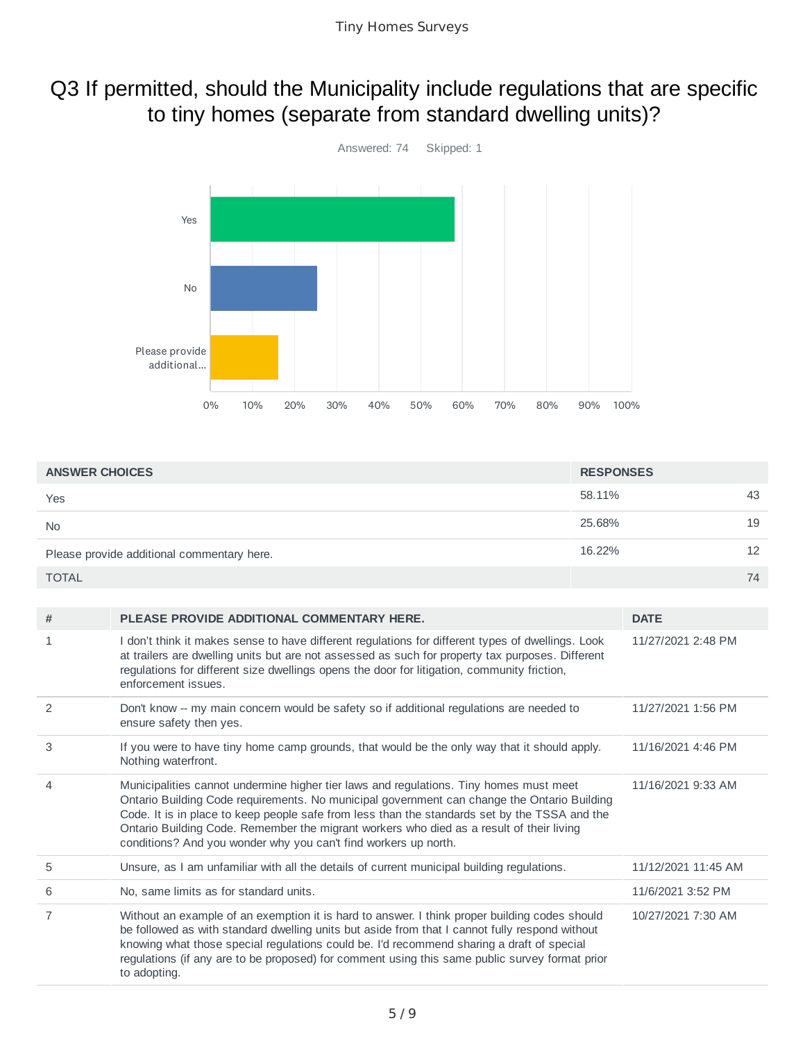# Q3 If permitted, should the Municipality include regulations that are specific to tiny homes (separate from standard dwelling units)?

Answered: 74 Skipped: 1

| ANSWER CHOICES | RESPONSES | |
|---|---|---|
| Yes | 58.11% | 43 |
| No | 25.68% | 19 |
| Please provide additional commentary here. | 16.22% | 12 |
| TOTAL | | 74 |

| # | PLEASE PROVIDE ADDITIONAL COMMENTARY HERE. | DATE |
|---|---|---|
| 1 | I don't think it makes sense to have different regulations for different types of dwellings. Look at trailers are dwelling units but are not assessed as such for property tax purposes. Different regulations for different size dwellings opens the door for litigation, community friction, enforcement issues. | 11/27/2021 2:48 PM |
| 2 | Don't know -- my main concern would be safety so if additional regulations are needed to ensure safety then yes. | 11/27/2021 1:56 PM |
| 3 | If you were to have tiny home camp grounds, that would be the only way that it should apply. Nothing waterfront. | 11/16/2021 4:46 PM |
| 4 | Municipalities cannot undermine higher tier laws and regulations. Tiny homes must meet Ontario Building Code requirements. No municipal government can change the Ontario Building Code. It is in place to keep people safe from less than the standards set by the TSSA and the Ontario Building Code. Remember the migrant workers who died as a result of their living conditions? And you wonder why you can't find workers up north. | 11/16/2021 9:33 AM |
| 5 | Unsure, as I am unfamiliar with all the details of current municipal building regulations. | 11/12/2021 11:45 AM |
| 6 | No, same limits as for standard units. | 11/6/2021 3:52 PM |
| 7 | Without an example of an exemption it is hard to answer. I think proper building codes should be followed as with standard dwelling units but aside from that I cannot fully respond without knowing what those special regulations could be. I'd recommend sharing a draft of special regulations (if any are to be proposed) for comment using this same public survey format prior to adopting. | 10/27/2021 7:30 AM |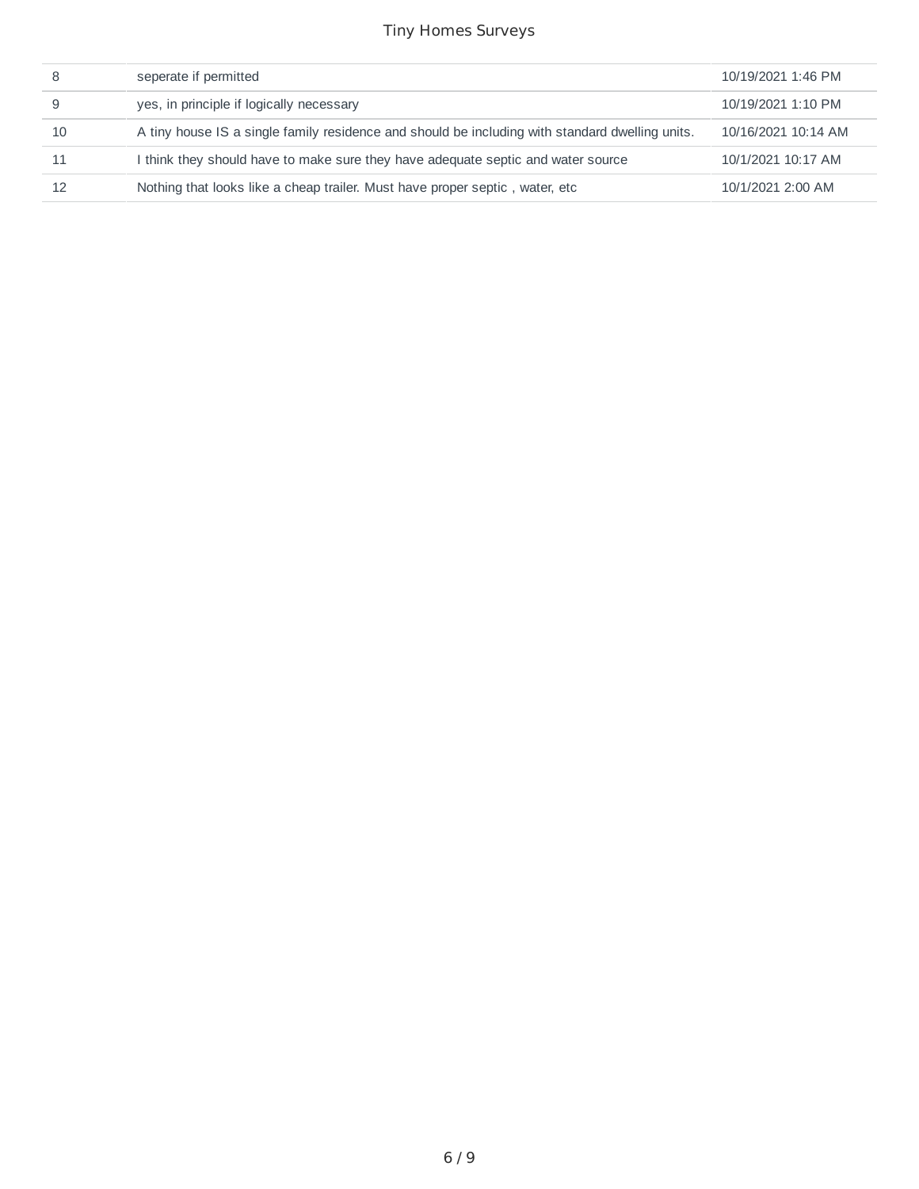| | | |
|---|---|---|
| 8 | seperate if permitted | 10/19/2021 1:46 PM |
| 9 | yes, in principle if logically necessary | 10/19/2021 1:10 PM |
| 10 | A tiny house IS a single family residence and should be including with standard dwelling units. | 10/16/2021 10:14 AM |
| 11 | I think they should have to make sure they have adequate septic and water source | 10/1/2021 10:17 AM |
| 12 | Nothing that looks like a cheap trailer. Must have proper septic , water, etc | 10/1/2021 2:00 AM |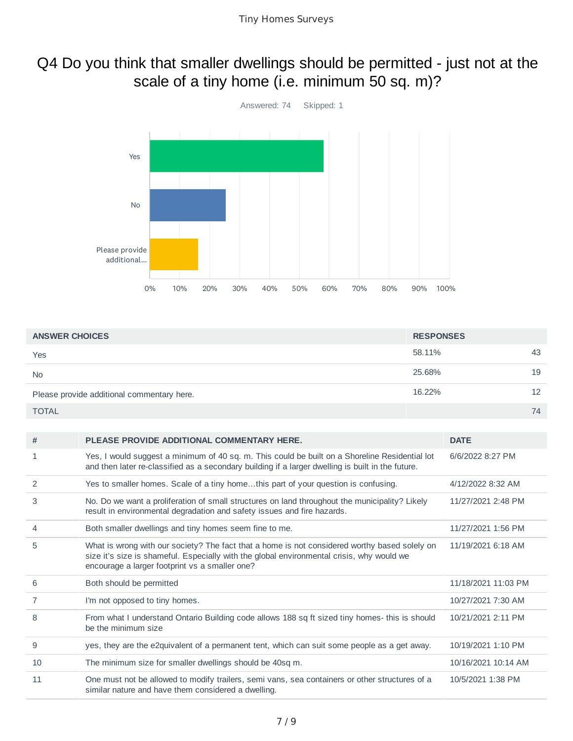# Q4 Do you think that smaller dwellings should be permitted - just not at the scale of a tiny home (i.e. minimum 50 sq. m)?

Answered: 74 Skipped: 1

| ANSWER CHOICES | RESPONSES | |
|---|---|---|
| Yes | 58.11% | 43 |
| No | 25.68% | 19 |
| Please provide additional commentary here. | 16.22% | 12 |
| TOTAL | | 74 |

| # | PLEASE PROVIDE ADDITIONAL COMMENTARY HERE. | DATE |
|---|---|---|
| 1 | Yes, I would suggest a minimum of 40 sq. m. This could be built on a Shoreline Residential lot and then later re-classified as a secondary building if a larger dwelling is built in the future. | 6/6/2022 8:27 PM |
| 2 | Yes to smaller homes. Scale of a tiny home…this part of your question is confusing. | 4/12/2022 8:32 AM |
| 3 | No. Do we want a proliferation of small structures on land throughout the municipality? Likely result in environmental degradation and safety issues and fire hazards. | 11/27/2021 2:48 PM |
| 4 | Both smaller dwellings and tiny homes seem fine to me. | 11/27/2021 1:56 PM |
| 5 | What is wrong with our society? The fact that a home is not considered worthy based solely on size it's size is shameful. Especially with the global environmental crisis, why would we encourage a larger footprint vs a smaller one? | 11/19/2021 6:18 AM |
| 6 | Both should be permitted | 11/18/2021 11:03 PM |
| 7 | I'm not opposed to tiny homes. | 10/27/2021 7:30 AM |
| 8 | From what I understand Ontario Building code allows 188 sq ft sized tiny homes- this is should be the minimum size | 10/21/2021 2:11 PM |
| 9 | yes, they are the e2quivalent of a permanent tent, which can suit some people as a get away. | 10/19/2021 1:10 PM |
| 10 | The minimum size for smaller dwellings should be 40sq m. | 10/16/2021 10:14 AM |
| 11 | One must not be allowed to modify trailers, semi vans, sea containers or other structures of a similar nature and have them considered a dwelling. | 10/5/2021 1:38 PM |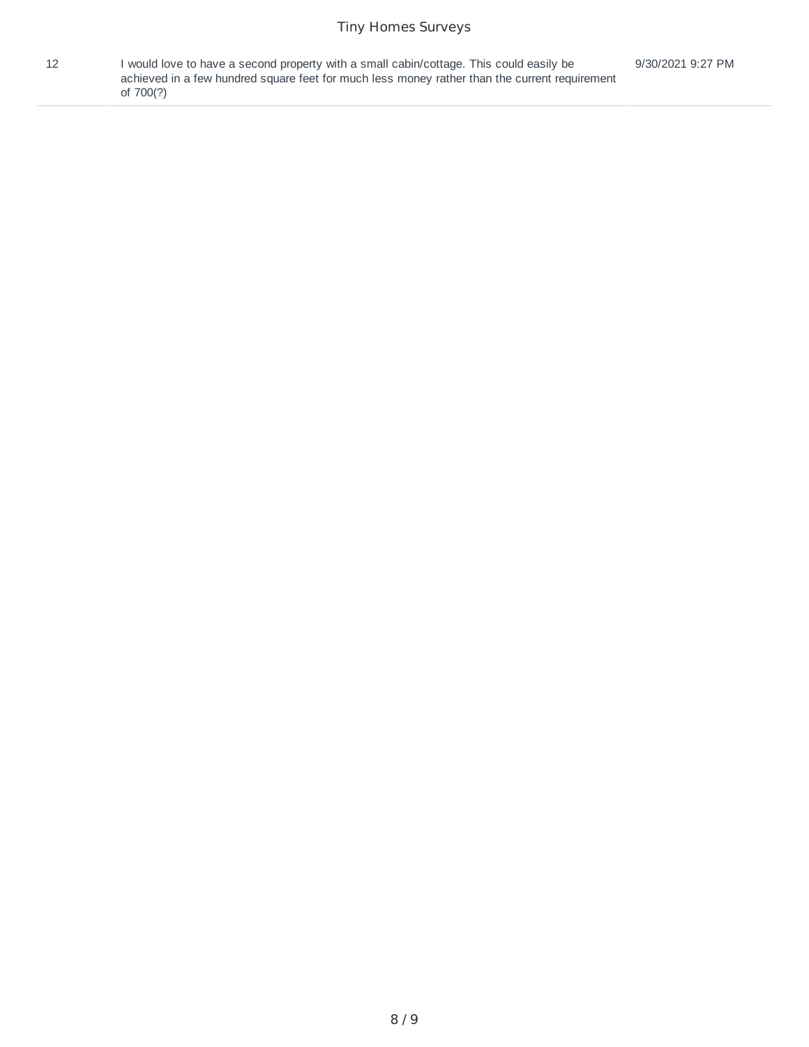| | | |
|---|---|---|
| 12 | I would love to have a second property with a small cabin/cottage. This could easily be achieved in a few hundred square feet for much less money rather than the current requirement of 700(?) | 9/30/2021 9:27 PM |